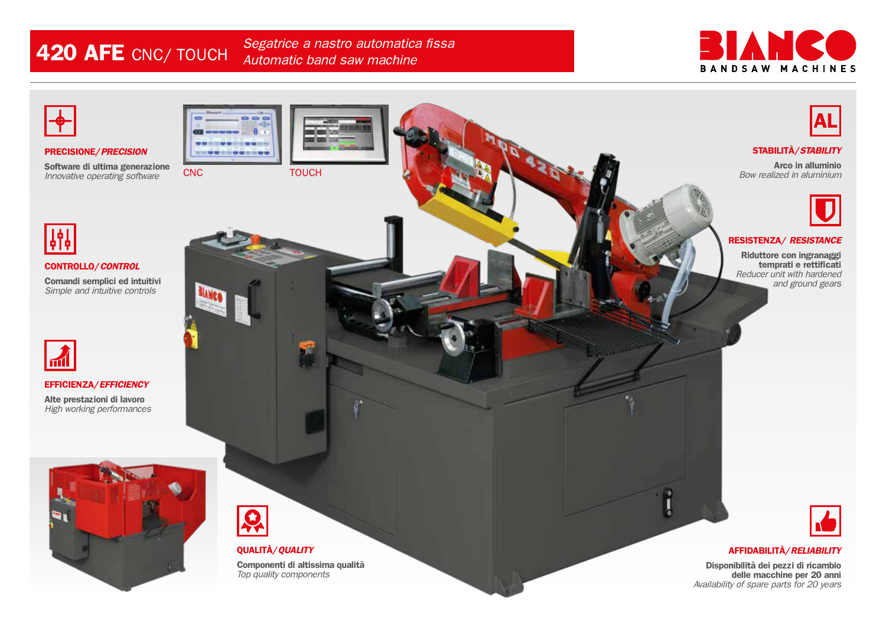# 420 AFE CNC/ TOUCH

*Segatrice a nastro automatica fissa*
*Automatic band saw machine*

BIANCO
BANDSAW MACHINES

CNC

TOUCH

**PRECISIONE/ *PRECISION***

**Software di ultima generazione**
*Innovative operating software*

**CONTROLLO/ *CONTROL***

**Comandi semplici ed intuitivi**
*Simple and intuitive controls*

**EFFICIENZA/ *EFFICIENCY***

**Alte prestazioni di lavoro**
*High working performances*

**STABILITÀ/ *STABILITY***

**Arco in alluminio**
*Bow realized in aluminium*

**RESISTENZA/ *RESISTANCE***

**Riduttore con ingranaggi temprati e rettificati**
*Reducer unit with hardened and ground gears*

**QUALITÀ/ *QUALITY***

**Componenti di altissima qualità**
*Top quality components*

**AFFIDABILITÀ/ *RELIABILITY***

**Disponibilità dei pezzi di ricambio delle macchine per 20 anni**
*Availability of spare parts for 20 years*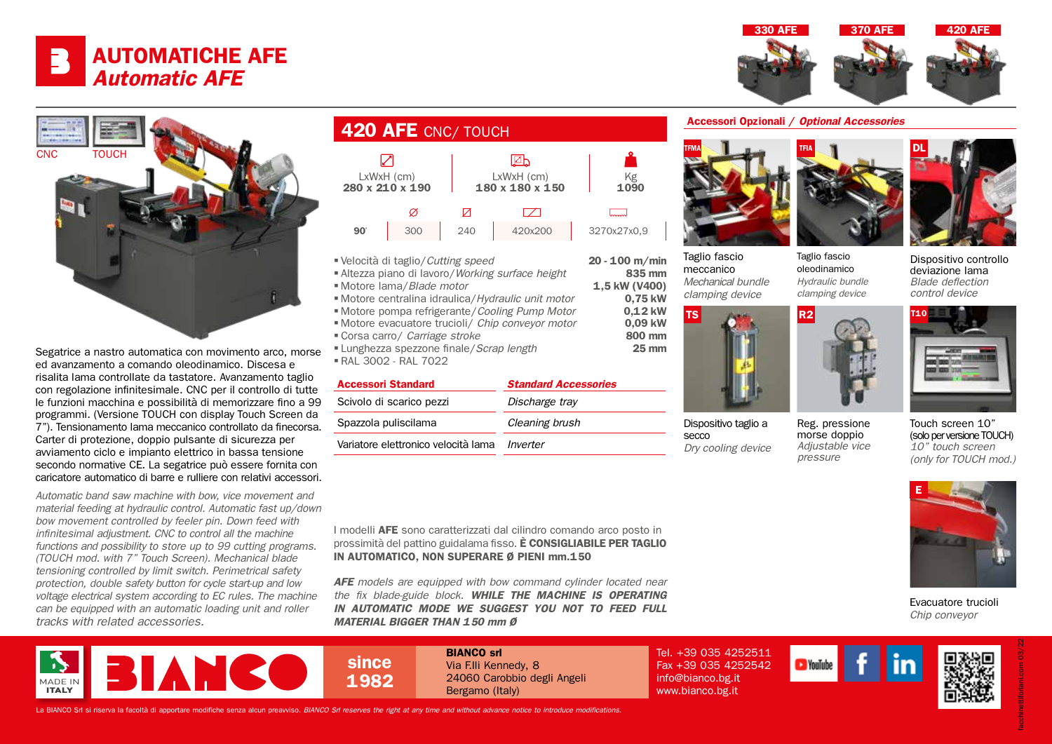# AUTOMATICHE AFE
## *Automatic AFE*

330 AFE | 370 AFE | 420 AFE

CNC | TOUCH

Segatrice a nastro automatica con movimento arco, morse ed avanzamento a comando oleodinamico. Discesa e risalita lama controllate da tastatore. Avanzamento taglio con regolazione infinitesimale. CNC per il controllo di tutte le funzioni macchina e possibilità di memorizzare fino a 99 programmi. (Versione TOUCH con display Touch Screen da 7"). Tensionamento lama meccanico controllato da finecorsa. Carter di protezione, doppio pulsante di sicurezza per avviamento ciclo e impianto elettrico in bassa tensione secondo normative CE. La segatrice può essere fornita con caricatore automatico di barre e rulliere con relativi accessori.

*Automatic band saw machine with bow, vice movement and material feeding at hydraulic control. Automatic fast up/down bow movement controlled by feeler pin. Down feed with infinitesimal adjustment. CNC to control all the machine functions and possibility to store up to 99 cutting programs. (TOUCH mod. with 7" Touch Screen). Mechanical blade tensioning controlled by limit switch. Perimetrical safety protection, double safety button for cycle start-up and low voltage electrical system according to EC rules. The machine can be equipped with an automatic loading unit and roller tracks with related accessories.*

## 420 AFE CNC/ TOUCH

| LxWxH (cm) | LxWxH (cm) | Kg |
|---|---|---|
| **280 x 210 x 190** | **180 x 180 x 150** | **1090** |

| | Ø | ◻ | ▭ | |
|---|---|---|---|---|
| **90°** | 300 | 240 | 420x200 | 3270x27x0,9 |

- Velocità di taglio/*Cutting speed* — **20 - 100 m/min**
- Altezza piano di lavoro/*Working surface height* — **835 mm**
- Motore lama/*Blade motor* — **1,5 kW (V400)**
- Motore centralina idraulica/*Hydraulic unit motor* — **0,75 kW**
- Motore pompa refrigerante/*Cooling Pump Motor* — **0,12 kW**
- Motore evacuatore trucioli/ *Chip conveyor motor* — **0,09 kW**
- Corsa carro/ *Carriage stroke* — **800 mm**
- Lunghezza spezzone finale/*Scrap length* — **25 mm**
- RAL 3002 - RAL 7022

| Accessori Standard | *Standard Accessories* |
|---|---|
| Scivolo di scarico pezzi | *Discharge tray* |
| Spazzola puliscilama | *Cleaning brush* |
| Variatore elettronico velocità lama | *Inverter* |

I modelli **AFE** sono caratterizzati dal cilindro comando arco posto in prossimità del pattino guidalama fisso. **È CONSIGLIABILE PER TAGLIO IN AUTOMATICO, NON SUPERARE Ø PIENI mm.150**

***AFE** models are equipped with bow command cylinder located near the fix blade-guide block.* ***WHILE THE MACHINE IS OPERATING IN AUTOMATIC MODE WE SUGGEST YOU NOT TO FEED FULL MATERIAL BIGGER THAN 150 mm Ø***

## Accessori Opzionali / *Optional Accessories*

**TFMA** – Taglio fascio meccanico / *Mechanical bundle clamping device*

**TFIA** – Taglio fascio oleodinamico / *Hydraulic bundle clamping device*

**DL** – Dispositivo controllo deviazione lama / *Blade deflection control device*

**TS** – Dispositivo taglio a secco / *Dry cooling device*

**R2** – Reg. pressione morse doppio / *Adjustable vice pressure*

**T10** – Touch screen 10" (solo per versione TOUCH) / *10" touch screen (only for TOUCH mod.)*

**E** – Evacuatore trucioli / *Chip conveyor*

MADE IN ITALY

BIANCO since 1982

**BIANCO srl**
Via F.lli Kennedy, 8
24060 Carobbio degli Angeli
Bergamo (Italy)

Tel. +39 035 4252511
Fax +39 035 4252542
info@bianco.bg.it
www.bianco.bg.it

La BIANCO Srl si riserva la facoltà di apportare modifiche senza alcun preavviso. *BIANCO Srl reserves the right at any time and without advance notice to introduce modifications.*